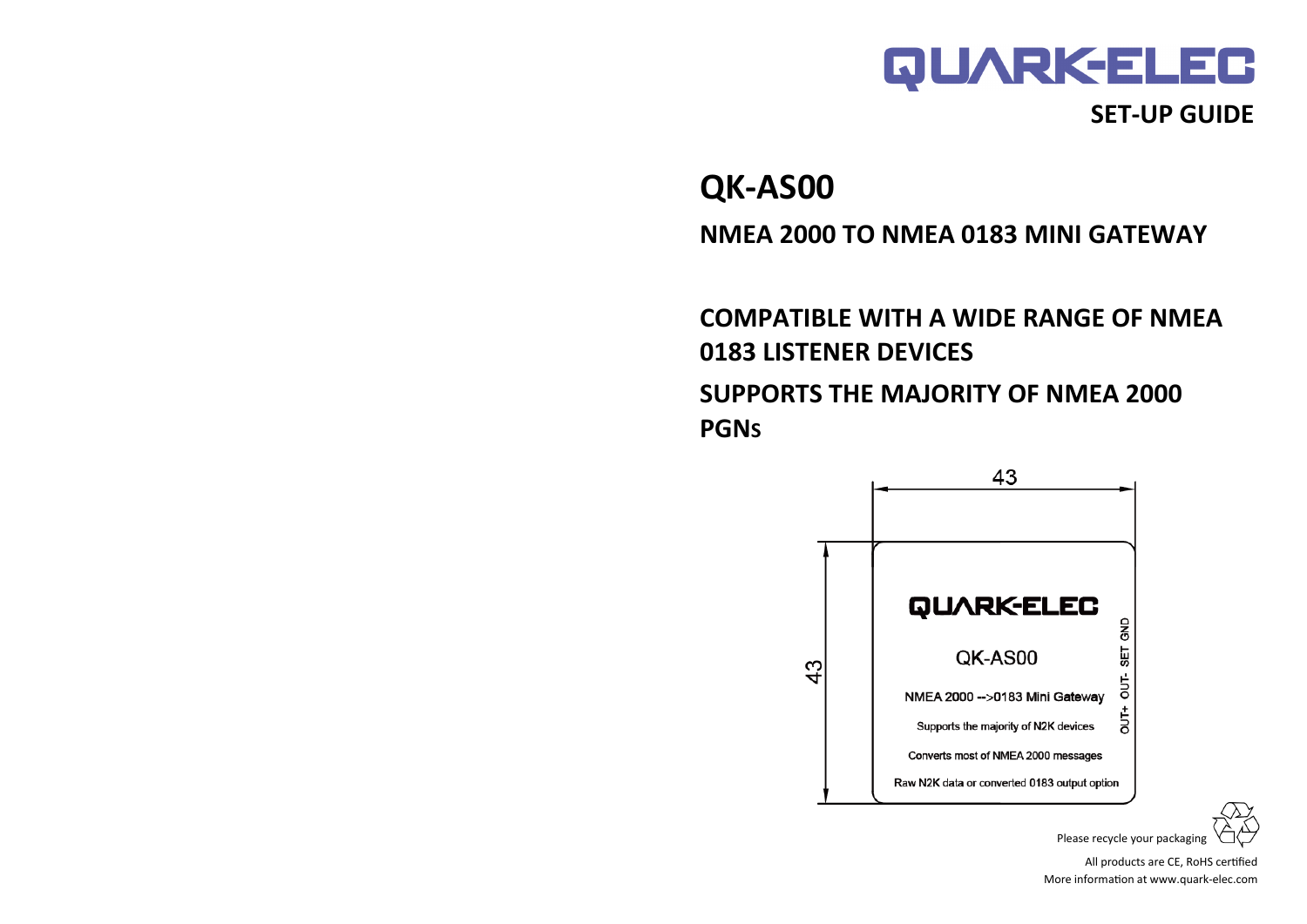# QUARK-ELEC

**SET-UP GUIDE**

# QK-AS00

## NMEA 2000 TO NMEA 0183 MINI GATEWAY

## COMPATIBLE WITH A WIDE RANGE OF NMEA 0183 LISTENER DEVICES

## SUPPORTS THE MAJORITY OF NMEA 2000 PGNs

43

43

QUARK-ELEC

QK-AS00

NMEA 2000 -->0183 Mini Gateway

Supports the majority of N2K devices

Converts most of NMEA 2000 messages

Raw N2K data or converted 0183 output option

OUT+ OUT- SET GND

Please recycle your packaging

All products are CE, RoHS certified

More information at www.quark-elec.com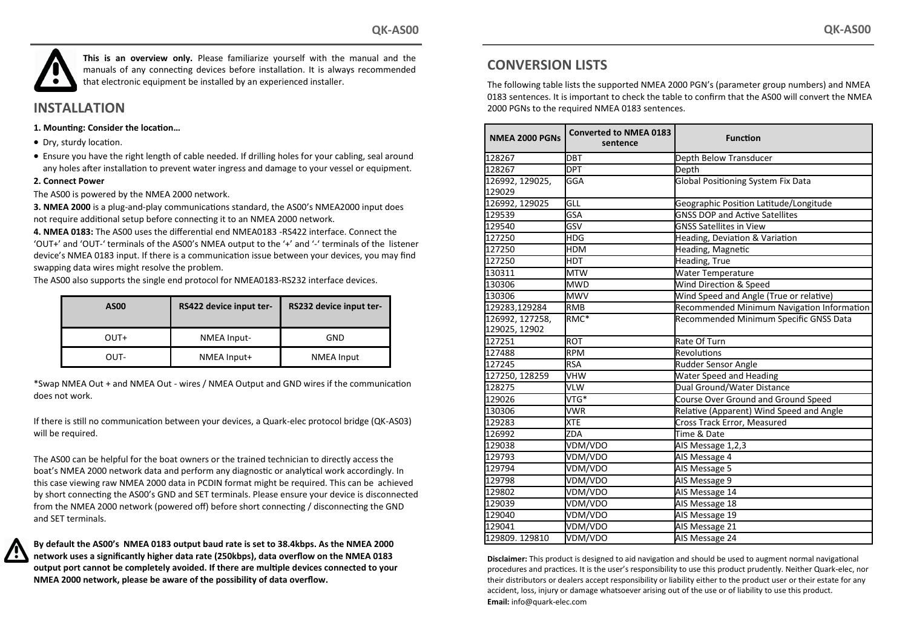**This is an overview only.** Please familiarize yourself with the manual and the manuals of any connecting devices before installation. It is always recommended that electronic equipment be installed by an experienced installer.

## INSTALLATION

**1. Mounting: Consider the location…**

- Dry, sturdy location.
- Ensure you have the right length of cable needed. If drilling holes for your cabling, seal around any holes after installation to prevent water ingress and damage to your vessel or equipment.

**2. Connect Power**

The AS00 is powered by the NMEA 2000 network.

**3. NMEA 2000** is a plug-and-play communications standard, the AS00's NMEA2000 input does not require additional setup before connecting it to an NMEA 2000 network.

**4. NMEA 0183:** The AS00 uses the differential end NMEA0183 -RS422 interface. Connect the 'OUT+' and 'OUT-' terminals of the AS00's NMEA output to the '+' and '-' terminals of the listener device's NMEA 0183 input. If there is a communication issue between your devices, you may find swapping data wires might resolve the problem.

The AS00 also supports the single end protocol for NMEA0183-RS232 interface devices.

| AS00 | RS422 device input ter- | RS232 device input ter- |
|---|---|---|
| OUT+ | NMEA Input- | GND |
| OUT- | NMEA Input+ | NMEA Input |

*Swap NMEA Out + and NMEA Out - wires / NMEA Output and GND wires if the communication does not work.

If there is still no communication between your devices, a Quark-elec protocol bridge (QK-AS03) will be required.

The AS00 can be helpful for the boat owners or the trained technician to directly access the boat's NMEA 2000 network data and perform any diagnostic or analytical work accordingly. In this case viewing raw NMEA 2000 data in PCDIN format might be required. This can be achieved by short connecting the AS00's GND and SET terminals. Please ensure your device is disconnected from the NMEA 2000 network (powered off) before short connecting / disconnecting the GND and SET terminals.

**By default the AS00's NMEA 0183 output baud rate is set to 38.4kbps. As the NMEA 2000 network uses a significantly higher data rate (250kbps), data overflow on the NMEA 0183 output port cannot be completely avoided. If there are multiple devices connected to your NMEA 2000 network, please be aware of the possibility of data overflow.**

## CONVERSION LISTS

The following table lists the supported NMEA 2000 PGN's (parameter group numbers) and NMEA 0183 sentences. It is important to check the table to confirm that the AS00 will convert the NMEA 2000 PGNs to the required NMEA 0183 sentences.

| NMEA 2000 PGNs | Converted to NMEA 0183 sentence | Function |
|---|---|---|
| 128267 | DBT | Depth Below Transducer |
| 128267 | DPT | Depth |
| 126992, 129025, 129029 | GGA | Global Positioning System Fix Data |
| 126992, 129025 | GLL | Geographic Position Latitude/Longitude |
| 129539 | GSA | GNSS DOP and Active Satellites |
| 129540 | GSV | GNSS Satellites in View |
| 127250 | HDG | Heading, Deviation & Variation |
| 127250 | HDM | Heading, Magnetic |
| 127250 | HDT | Heading, True |
| 130311 | MTW | Water Temperature |
| 130306 | MWD | Wind Direction & Speed |
| 130306 | MWV | Wind Speed and Angle (True or relative) |
| 129283,129284 | RMB | Recommended Minimum Navigation Information |
| 126992, 127258, 129025, 12902 | RMC* | Recommended Minimum Specific GNSS Data |
| 127251 | ROT | Rate Of Turn |
| 127488 | RPM | Revolutions |
| 127245 | RSA | Rudder Sensor Angle |
| 127250, 128259 | VHW | Water Speed and Heading |
| 128275 | VLW | Dual Ground/Water Distance |
| 129026 | VTG* | Course Over Ground and Ground Speed |
| 130306 | VWR | Relative (Apparent) Wind Speed and Angle |
| 129283 | XTE | Cross Track Error, Measured |
| 126992 | ZDA | Time & Date |
| 129038 | VDM/VDO | AIS Message 1,2,3 |
| 129793 | VDM/VDO | AIS Message 4 |
| 129794 | VDM/VDO | AIS Message 5 |
| 129798 | VDM/VDO | AIS Message 9 |
| 129802 | VDM/VDO | AIS Message 14 |
| 129039 | VDM/VDO | AIS Message 18 |
| 129040 | VDM/VDO | AIS Message 19 |
| 129041 | VDM/VDO | AIS Message 21 |
| 129809. 129810 | VDM/VDO | AIS Message 24 |

**Disclaimer:** This product is designed to aid navigation and should be used to augment normal navigational procedures and practices. It is the user's responsibility to use this product prudently. Neither Quark-elec, nor their distributors or dealers accept responsibility or liability either to the product user or their estate for any accident, loss, injury or damage whatsoever arising out of the use or of liability to use this product.

**Email:** info@quark-elec.com